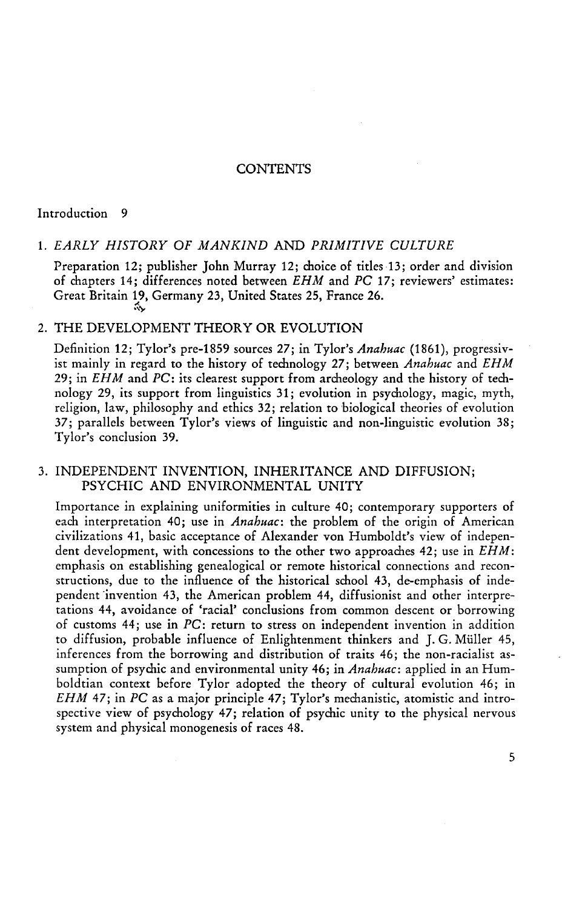# CONTENTS

Introduction 9

## 1. *EARLY HISTORY OF MANKIND* AND *PRIMITIVE CULTURE*

Preparation 12; publisher John Murray 12; choice of titles 13; order and division of chapters 14; differences noted between *EHM* and *PC* 17; reviewers' estimates: Great Britain 19, Germany 23, United States 25, France 26.

## 2. THE DEVELOPMENT THEORY OR EVOLUTION

Definition 12; Tylor's pre-1859 sources 27; in Tylor's *Anahuac* (1861), progressivist mainly in regard to the history of technology 27; between *Anahuac* and *EHM* 29; in *EHM* and *PC*: its clearest support from archeology and the history of technology 29, its support from linguistics 31; evolution in psychology, magic, myth, religion, law, philosophy and ethics 32; relation to biological theories of evolution 37; parallels between Tylor's views of linguistic and non-linguistic evolution 38; Tylor's conclusion 39.

## 3. INDEPENDENT INVENTION, INHERITANCE AND DIFFUSION; PSYCHIC AND ENVIRONMENTAL UNITY

Importance in explaining uniformities in culture 40; contemporary supporters of each interpretation 40; use in *Anahuac*: the problem of the origin of American civilizations 41, basic acceptance of Alexander von Humboldt's view of independent development, with concessions to the other two approaches 42; use in *EHM*: emphasis on establishing genealogical or remote historical connections and reconstructions, due to the influence of the historical school 43, de-emphasis of independent invention 43, the American problem 44, diffusionist and other interpretations 44, avoidance of 'racial' conclusions from common descent or borrowing of customs 44; use in *PC*: return to stress on independent invention in addition to diffusion, probable influence of Enlightenment thinkers and J. G. Müller 45, inferences from the borrowing and distribution of traits 46; the non-racialist assumption of psychic and environmental unity 46; in *Anahuac*: applied in an Humboldtian context before Tylor adopted the theory of cultural evolution 46; in *EHM* 47; in *PC* as a major principle 47; Tylor's mechanistic, atomistic and introspective view of psychology 47; relation of psychic unity to the physical nervous system and physical monogenesis of races 48.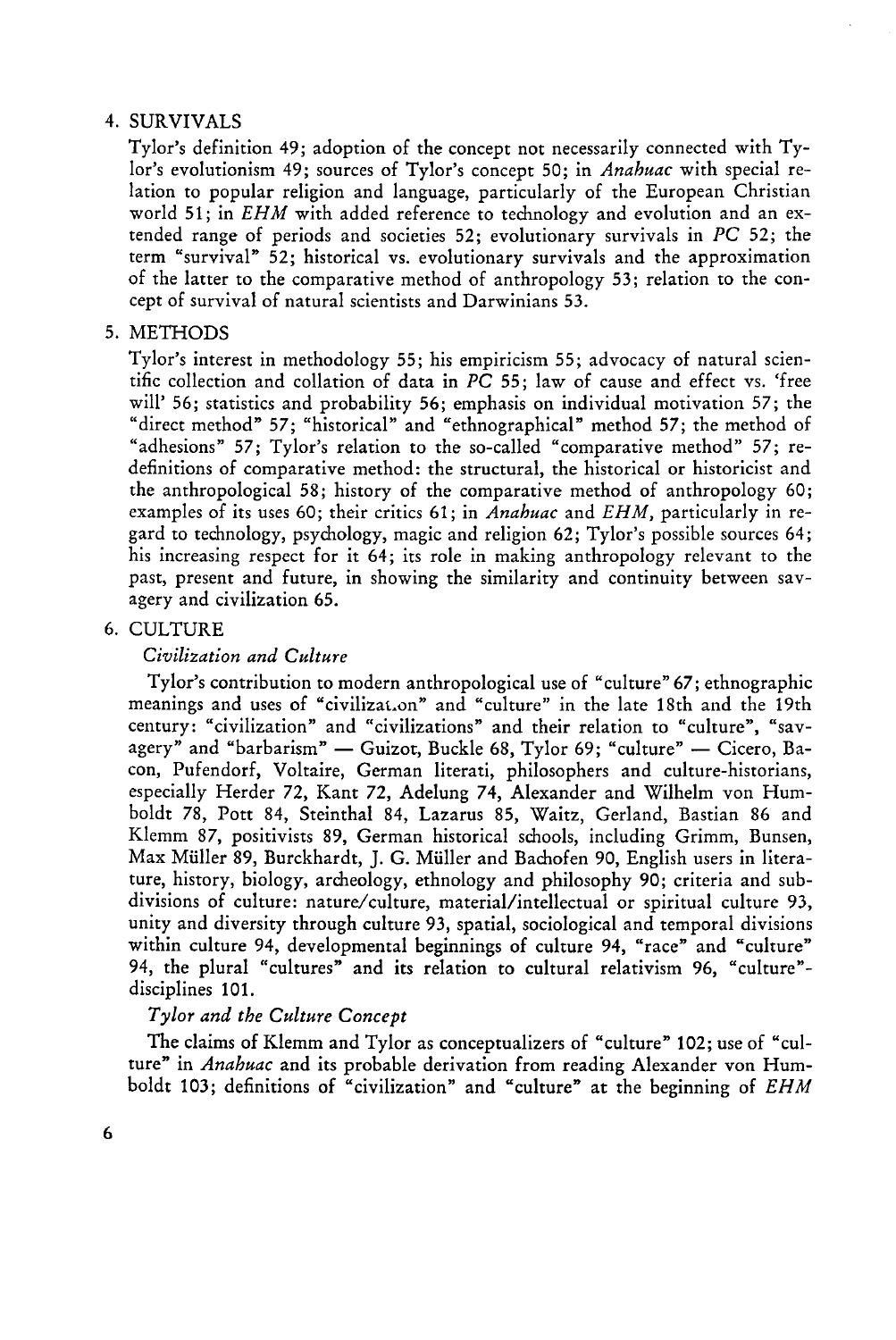4. SURVIVALS

Tylor's definition 49; adoption of the concept not necessarily connected with Tylor's evolutionism 49; sources of Tylor's concept 50; in *Anahuac* with special relation to popular religion and language, particularly of the European Christian world 51; in *EHM* with added reference to technology and evolution and an extended range of periods and societies 52; evolutionary survivals in *PC* 52; the term "survival" 52; historical vs. evolutionary survivals and the approximation of the latter to the comparative method of anthropology 53; relation to the concept of survival of natural scientists and Darwinians 53.

5. METHODS

Tylor's interest in methodology 55; his empiricism 55; advocacy of natural scientific collection and collation of data in *PC* 55; law of cause and effect vs. 'free will' 56; statistics and probability 56; emphasis on individual motivation 57; the "direct method" 57; "historical" and "ethnographical" method 57; the method of "adhesions" 57; Tylor's relation to the so-called "comparative method" 57; redefinitions of comparative method: the structural, the historical or historicist and the anthropological 58; history of the comparative method of anthropology 60; examples of its uses 60; their critics 61; in *Anahuac* and *EHM*, particularly in regard to technology, psychology, magic and religion 62; Tylor's possible sources 64; his increasing respect for it 64; its role in making anthropology relevant to the past, present and future, in showing the similarity and continuity between savagery and civilization 65.

6. CULTURE

*Civilization and Culture*

Tylor's contribution to modern anthropological use of "culture" 67; ethnographic meanings and uses of "civilization" and "culture" in the late 18th and the 19th century: "civilization" and "civilizations" and their relation to "culture", "savagery" and "barbarism" — Guizot, Buckle 68, Tylor 69; "culture" — Cicero, Bacon, Pufendorf, Voltaire, German literati, philosophers and culture-historians, especially Herder 72, Kant 72, Adelung 74, Alexander and Wilhelm von Humboldt 78, Pott 84, Steinthal 84, Lazarus 85, Waitz, Gerland, Bastian 86 and Klemm 87, positivists 89, German historical schools, including Grimm, Bunsen, Max Müller 89, Burckhardt, J. G. Müller and Bachofen 90, English users in literature, history, biology, archeology, ethnology and philosophy 90; criteria and subdivisions of culture: nature/culture, material/intellectual or spiritual culture 93, unity and diversity through culture 93, spatial, sociological and temporal divisions within culture 94, developmental beginnings of culture 94, "race" and "culture" 94, the plural "cultures" and its relation to cultural relativism 96, "culture"-disciplines 101.

*Tylor and the Culture Concept*

The claims of Klemm and Tylor as conceptualizers of "culture" 102; use of "culture" in *Anahuac* and its probable derivation from reading Alexander von Humboldt 103; definitions of "civilization" and "culture" at the beginning of *EHM*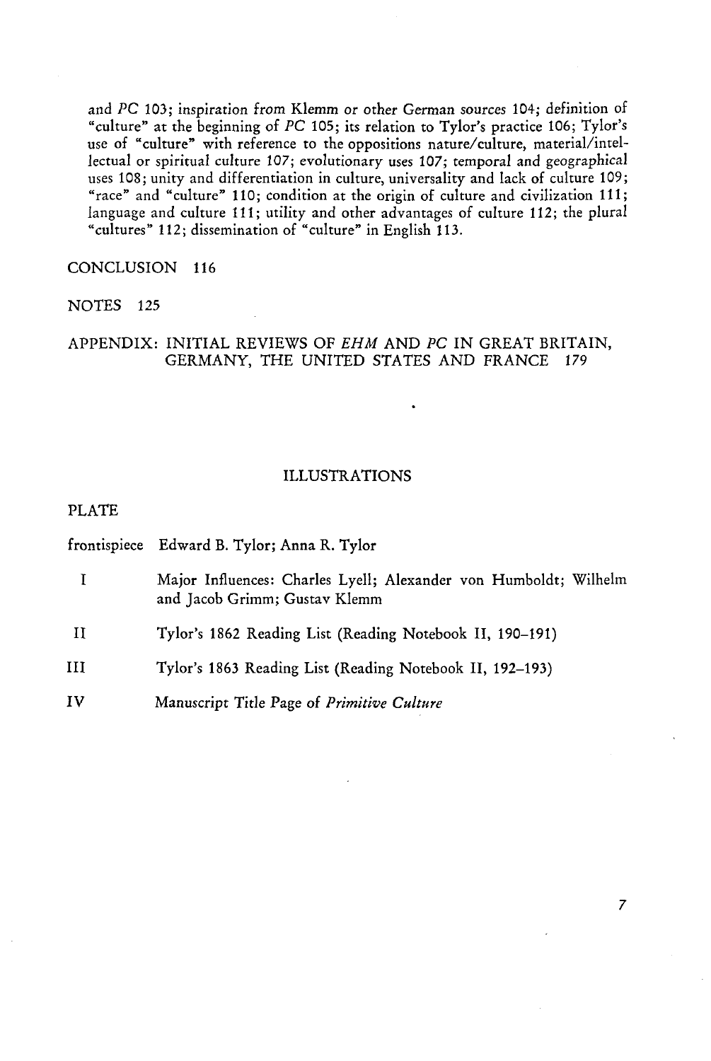and *PC* 103; inspiration from Klemm or other German sources 104; definition of "culture" at the beginning of *PC* 105; its relation to Tylor's practice 106; Tylor's use of "culture" with reference to the oppositions nature/culture, material/intellectual or spiritual culture 107; evolutionary uses 107; temporal and geographical uses 108; unity and differentiation in culture, universality and lack of culture 109; "race" and "culture" 110; condition at the origin of culture and civilization 111; language and culture 111; utility and other advantages of culture 112; the plural "cultures" 112; dissemination of "culture" in English 113.

CONCLUSION 116

NOTES 125

APPENDIX: INITIAL REVIEWS OF *EHM* AND *PC* IN GREAT BRITAIN, GERMANY, THE UNITED STATES AND FRANCE 179

## ILLUSTRATIONS

PLATE

| | |
|---|---|
| frontispiece | Edward B. Tylor; Anna R. Tylor |
| I | Major Influences: Charles Lyell; Alexander von Humboldt; Wilhelm and Jacob Grimm; Gustav Klemm |
| II | Tylor's 1862 Reading List (Reading Notebook II, 190–191) |
| III | Tylor's 1863 Reading List (Reading Notebook II, 192–193) |
| IV | Manuscript Title Page of *Primitive Culture* |